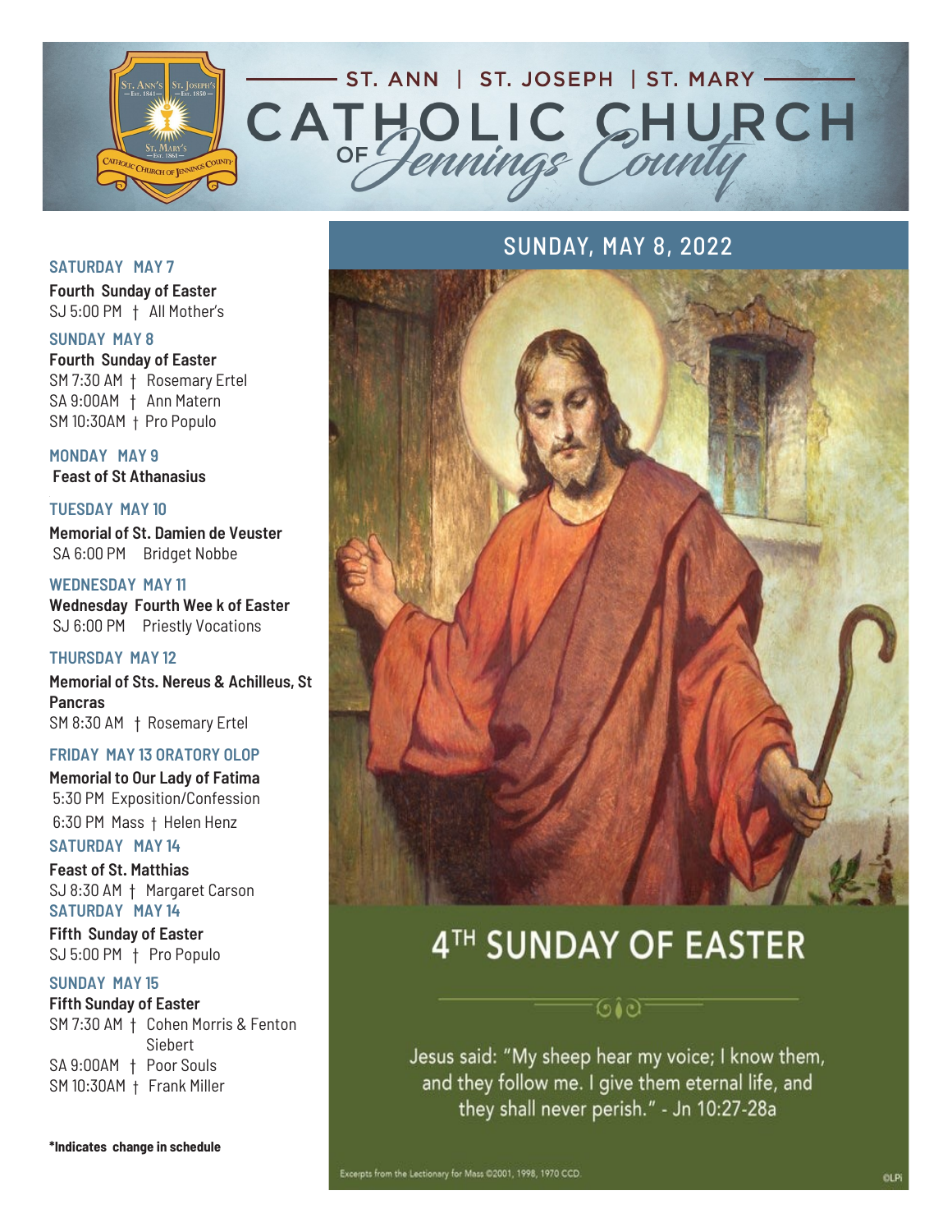# ST. ANN | ST. JOSEPH | ST. MARY CATHOLIC CHURCH OF Jennings County

## SUNDAY, MAY 8, 2022

**SATURDAY MAY 7**

**Fourth Sunday of Easter**
SJ 5:00 PM † All Mother's

**SUNDAY MAY 8**

**Fourth Sunday of Easter**
SM 7:30 AM † Rosemary Ertel
SA 9:00AM † Ann Matern
SM 10:30AM † Pro Populo

**MONDAY MAY 9**

**Feast of St Athanasius**

**TUESDAY MAY 10**

**Memorial of St. Damien de Veuster**
SA 6:00 PM Bridget Nobbe

**WEDNESDAY MAY 11**

**Wednesday Fourth Wee k of Easter**
SJ 6:00 PM Priestly Vocations

**THURSDAY MAY 12**

**Memorial of Sts. Nereus & Achilleus, St Pancras**
SM 8:30 AM † Rosemary Ertel

**FRIDAY MAY 13 ORATORY OLOP**

**Memorial to Our Lady of Fatima**
5:30 PM Exposition/Confession
6:30 PM Mass † Helen Henz

**SATURDAY MAY 14**

**Feast of St. Matthias**
SJ 8:30 AM † Margaret Carson

**SATURDAY MAY 14**

**Fifth Sunday of Easter**
SJ 5:00 PM † Pro Populo

**SUNDAY MAY 15**

**Fifth Sunday of Easter**
SM 7:30 AM † Cohen Morris & Fenton Siebert
SA 9:00AM † Poor Souls
SM 10:30AM † Frank Miller

***Indicates change in schedule**

# 4TH SUNDAY OF EASTER

Jesus said: "My sheep hear my voice; I know them, and they follow me. I give them eternal life, and they shall never perish." - Jn 10:27-28a

Excerpts from the Lectionary for Mass ©2001, 1998, 1970 CCD.

©LPi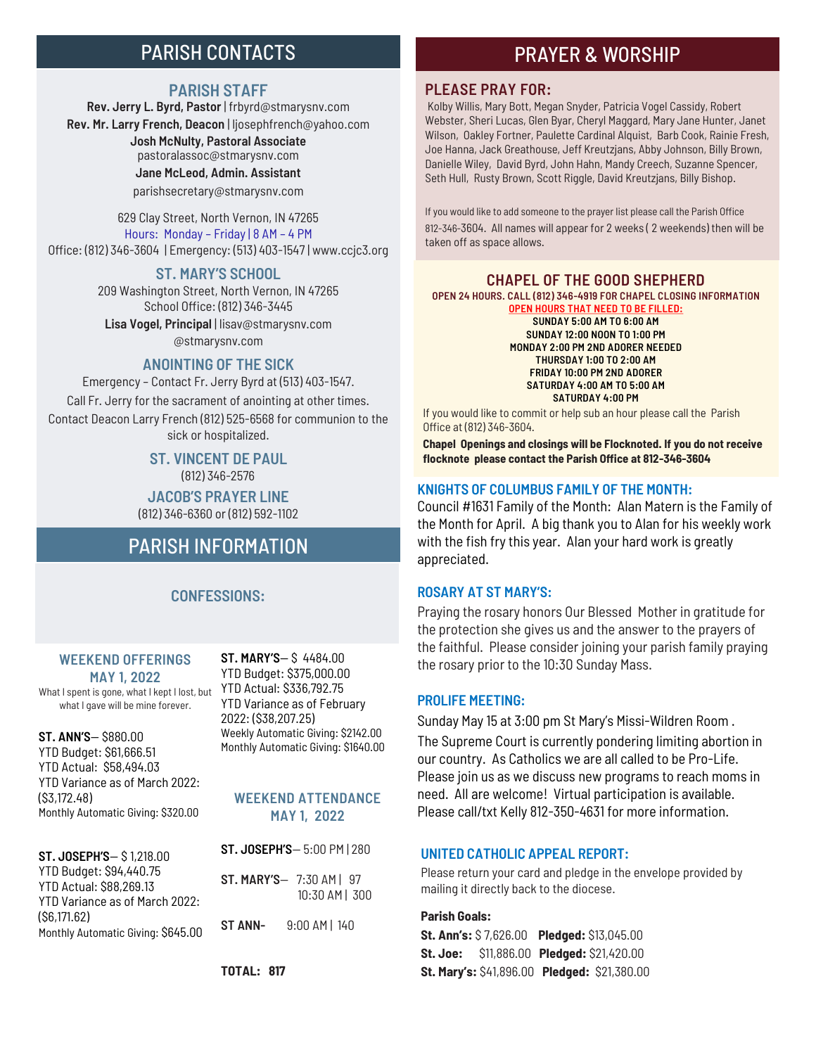# PARISH CONTACTS

## PARISH STAFF

**Rev. Jerry L. Byrd, Pastor** | frbyrd@stmarysnv.com
**Rev. Mr. Larry French, Deacon** | ljosephfrench@yahoo.com
**Josh McNulty, Pastoral Associate**
pastoralassoc@stmarysnv.com
**Jane McLeod, Admin. Assistant**
parishsecretary@stmarysnv.com

629 Clay Street, North Vernon, IN 47265
Hours: Monday – Friday | 8 AM – 4 PM
Office: (812) 346-3604 | Emergency: (513) 403-1547 | www.ccjc3.org

## ST. MARY'S SCHOOL

209 Washington Street, North Vernon, IN 47265
School Office: (812) 346-3445
**Lisa Vogel, Principal** | lisav@stmarysnv.com
@stmarysnv.com

## ANOINTING OF THE SICK

Emergency – Contact Fr. Jerry Byrd at (513) 403-1547.
Call Fr. Jerry for the sacrament of anointing at other times.
Contact Deacon Larry French (812) 525-6568 for communion to the sick or hospitalized.

## ST. VINCENT DE PAUL

(812) 346-2576

## JACOB'S PRAYER LINE

(812) 346-6360 or (812) 592-1102

# PARISH INFORMATION

## CONFESSIONS:

## WEEKEND OFFERINGS MAY 1, 2022

What I spent is gone, what I kept I lost, but what I gave will be mine forever.

**ST. ANN'S**— $880.00
YTD Budget: $61,666.51
YTD Actual: $58,494.03
YTD Variance as of March 2022: ($3,172.48)
Monthly Automatic Giving: $320.00

**ST. JOSEPH'S**— $ 1,218.00
YTD Budget: $94,440.75
YTD Actual: $88,269.13
YTD Variance as of March 2022: ($6,171.62)
Monthly Automatic Giving: $645.00

**ST. MARY'S**— $ 4484.00
YTD Budget: $375,000.00
YTD Actual: $336,792.75
YTD Variance as of February 2022: ($38,207.25)
Weekly Automatic Giving: $2142.00
Monthly Automatic Giving: $1640.00

## WEEKEND ATTENDANCE MAY 1, 2022

**ST. JOSEPH'S**— 5:00 PM | 280

**ST. MARY'S**— 7:30 AM | 97
10:30 AM | 300

**ST ANN-** 9:00 AM | 140

**TOTAL: 817**

# PRAYER & WORSHIP

## PLEASE PRAY FOR:

Kolby Willis, Mary Bott, Megan Snyder, Patricia Vogel Cassidy, Robert Webster, Sheri Lucas, Glen Byar, Cheryl Maggard, Mary Jane Hunter, Janet Wilson, Oakley Fortner, Paulette Cardinal Alquist, Barb Cook, Rainie Fresh, Joe Hanna, Jack Greathouse, Jeff Kreutzjans, Abby Johnson, Billy Brown, Danielle Wiley, David Byrd, John Hahn, Mandy Creech, Suzanne Spencer, Seth Hull, Rusty Brown, Scott Riggle, David Kreutzjans, Billy Bishop.

If you would like to add someone to the prayer list please call the Parish Office 812-346-3604. All names will appear for 2 weeks ( 2 weekends) then will be taken off as space allows.

## CHAPEL OF THE GOOD SHEPHERD

**OPEN 24 HOURS. CALL (812) 346-4919 FOR CHAPEL CLOSING INFORMATION**
**OPEN HOURS THAT NEED TO BE FILLED:**
**SUNDAY 5:00 AM TO 6:00 AM**
**SUNDAY 12:00 NOON TO 1:00 PM**
**MONDAY 2:00 PM 2ND ADORER NEEDED**
**THURSDAY 1:00 TO 2:00 AM**
**FRIDAY 10:00 PM 2ND ADORER**
**SATURDAY 4:00 AM TO 5:00 AM**
**SATURDAY 4:00 PM**

If you would like to commit or help sub an hour please call the Parish Office at (812) 346-3604.

**Chapel Openings and closings will be Flocknoted. If you do not receive flocknote please contact the Parish Office at 812-346-3604**

## KNIGHTS OF COLUMBUS FAMILY OF THE MONTH:

Council #1631 Family of the Month: Alan Matern is the Family of the Month for April. A big thank you to Alan for his weekly work with the fish fry this year. Alan your hard work is greatly appreciated.

## ROSARY AT ST MARY'S:

Praying the rosary honors Our Blessed Mother in gratitude for the protection she gives us and the answer to the prayers of the faithful. Please consider joining your parish family praying the rosary prior to the 10:30 Sunday Mass.

## PROLIFE MEETING:

Sunday May 15 at 3:00 pm St Mary's Missi-Wildren Room .

The Supreme Court is currently pondering limiting abortion in our country. As Catholics we are all called to be Pro-Life. Please join us as we discuss new programs to reach moms in need. All are welcome! Virtual participation is available. Please call/txt Kelly 812-350-4631 for more information.

## UNITED CATHOLIC APPEAL REPORT:

Please return your card and pledge in the envelope provided by mailing it directly back to the diocese.

**Parish Goals:**

**St. Ann's:** $ 7,626.00 **Pledged:** $13,045.00
**St. Joe:** $11,886.00 **Pledged:** $21,420.00
**St. Mary's:** $41,896.00 **Pledged:** $21,380.00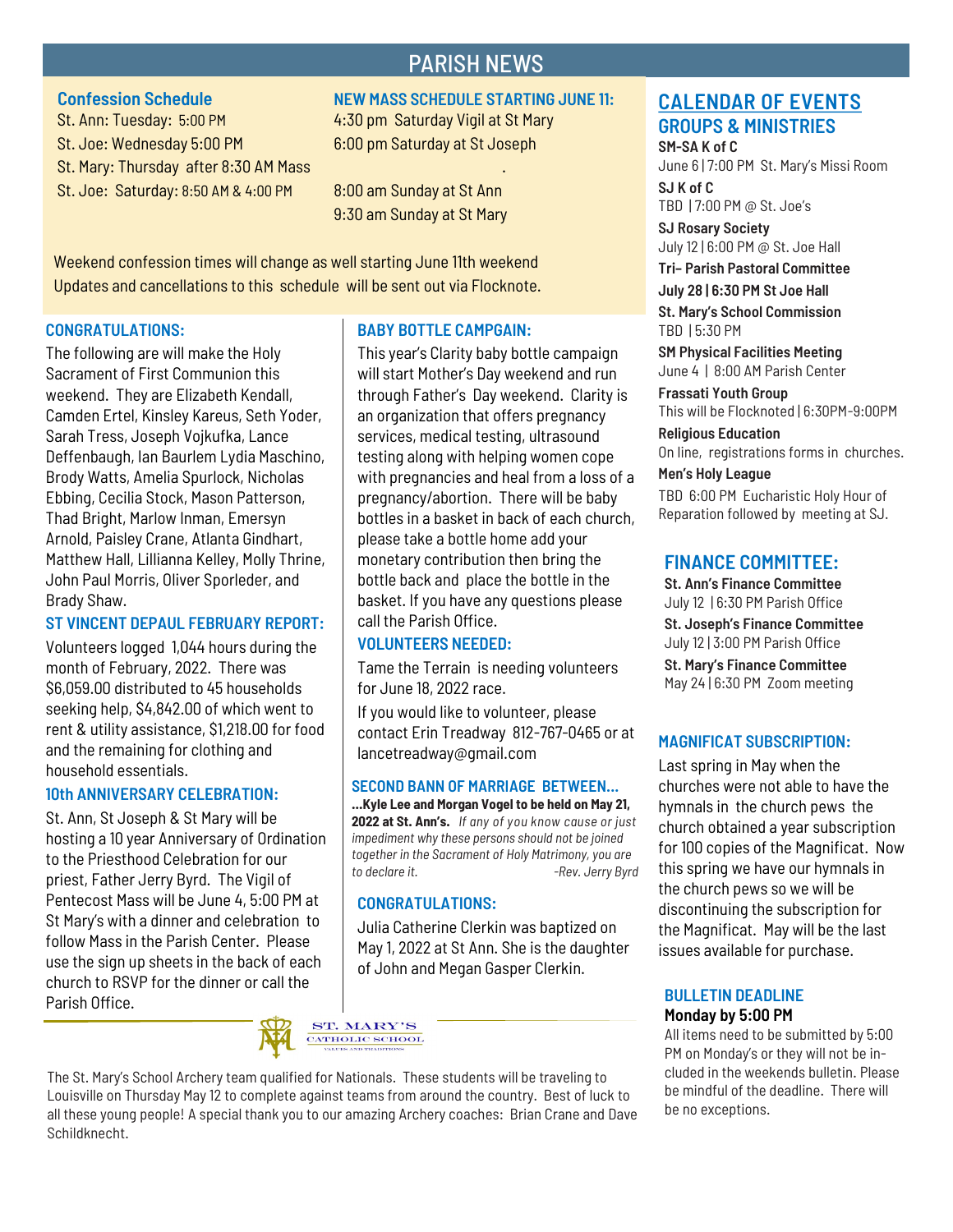# PARISH NEWS

### Confession Schedule

St. Ann: Tuesday: 5:00 PM
St. Joe: Wednesday 5:00 PM
St. Mary: Thursday after 8:30 AM Mass
St. Joe: Saturday: 8:50 AM & 4:00 PM

### NEW MASS SCHEDULE STARTING JUNE 11:

4:30 pm Saturday Vigil at St Mary
6:00 pm Saturday at St Joseph

8:00 am Sunday at St Ann
9:30 am Sunday at St Mary

Weekend confession times will change as well starting June 11th weekend
Updates and cancellations to this schedule will be sent out via Flocknote.

### CONGRATULATIONS:

The following are will make the Holy Sacrament of First Communion this weekend. They are Elizabeth Kendall, Camden Ertel, Kinsley Kareus, Seth Yoder, Sarah Tress, Joseph Vojkufka, Lance Deffenbaugh, Ian Baurlem Lydia Maschino, Brody Watts, Amelia Spurlock, Nicholas Ebbing, Cecilia Stock, Mason Patterson, Thad Bright, Marlow Inman, Emersyn Arnold, Paisley Crane, Atlanta Gindhart, Matthew Hall, Lillianna Kelley, Molly Thrine, John Paul Morris, Oliver Sporleder, and Brady Shaw.

### ST VINCENT DEPAUL FEBRUARY REPORT:

Volunteers logged 1,044 hours during the month of February, 2022. There was $6,059.00 distributed to 45 households seeking help, $4,842.00 of which went to rent & utility assistance, $1,218.00 for food and the remaining for clothing and household essentials.

### 10th ANNIVERSARY CELEBRATION:

St. Ann, St Joseph & St Mary will be hosting a 10 year Anniversary of Ordination to the Priesthood Celebration for our priest, Father Jerry Byrd. The Vigil of Pentecost Mass will be June 4, 5:00 PM at St Mary's with a dinner and celebration to follow Mass in the Parish Center. Please use the sign up sheets in the back of each church to RSVP for the dinner or call the Parish Office.

### BABY BOTTLE CAMPGAIN:

This year's Clarity baby bottle campaign will start Mother's Day weekend and run through Father's Day weekend. Clarity is an organization that offers pregnancy services, medical testing, ultrasound testing along with helping women cope with pregnancies and heal from a loss of a pregnancy/abortion. There will be baby bottles in a basket in back of each church, please take a bottle home add your monetary contribution then bring the bottle back and place the bottle in the basket. If you have any questions please call the Parish Office.

### VOLUNTEERS NEEDED:

Tame the Terrain is needing volunteers for June 18, 2022 race.

If you would like to volunteer, please contact Erin Treadway 812-767-0465 or at lancetreadway@gmail.com

### SECOND BANN OF MARRIAGE BETWEEN...

**...Kyle Lee and Morgan Vogel to be held on May 21, 2022 at St. Ann's.** *If any of you know cause or just impediment why these persons should not be joined together in the Sacrament of Holy Matrimony, you are to declare it.* *-Rev. Jerry Byrd*

### CONGRATULATIONS:

Julia Catherine Clerkin was baptized on May 1, 2022 at St Ann. She is the daughter of John and Megan Gasper Clerkin.

ST. MARY'S CATHOLIC SCHOOL

The St. Mary's School Archery team qualified for Nationals. These students will be traveling to Louisville on Thursday May 12 to complete against teams from around the country. Best of luck to all these young people! A special thank you to our amazing Archery coaches: Brian Crane and Dave Schildknecht.

## CALENDAR OF EVENTS

### GROUPS & MINISTRIES

**SM-SA K of C**
June 6 | 7:00 PM St. Mary's Missi Room

**SJ K of C**
TBD | 7:00 PM @ St. Joe's

**SJ Rosary Society**
July 12 | 6:00 PM @ St. Joe Hall

**Tri- Parish Pastoral Committee**
**July 28 | 6:30 PM St Joe Hall**

**St. Mary's School Commission**
TBD | 5:30 PM

**SM Physical Facilities Meeting**
June 4 | 8:00 AM Parish Center

**Frassati Youth Group**
This will be Flocknoted | 6:30PM-9:00PM

**Religious Education**
On line, registrations forms in churches.

**Men's Holy League**
TBD 6:00 PM Eucharistic Holy Hour of Reparation followed by meeting at SJ.

## FINANCE COMMITTEE:

**St. Ann's Finance Committee**
July 12 | 6:30 PM Parish Office

**St. Joseph's Finance Committee**
July 12 | 3:00 PM Parish Office

**St. Mary's Finance Committee**
May 24 | 6:30 PM Zoom meeting

### MAGNIFICAT SUBSCRIPTION:

Last spring in May when the churches were not able to have the hymnals in the church pews the church obtained a year subscription for 100 copies of the Magnificat. Now this spring we have our hymnals in the church pews so we will be discontinuing the subscription for the Magnificat. May will be the last issues available for purchase.

### BULLETIN DEADLINE

**Monday by 5:00 PM**

All items need to be submitted by 5:00 PM on Monday's or they will not be included in the weekends bulletin. Please be mindful of the deadline. There will be no exceptions.